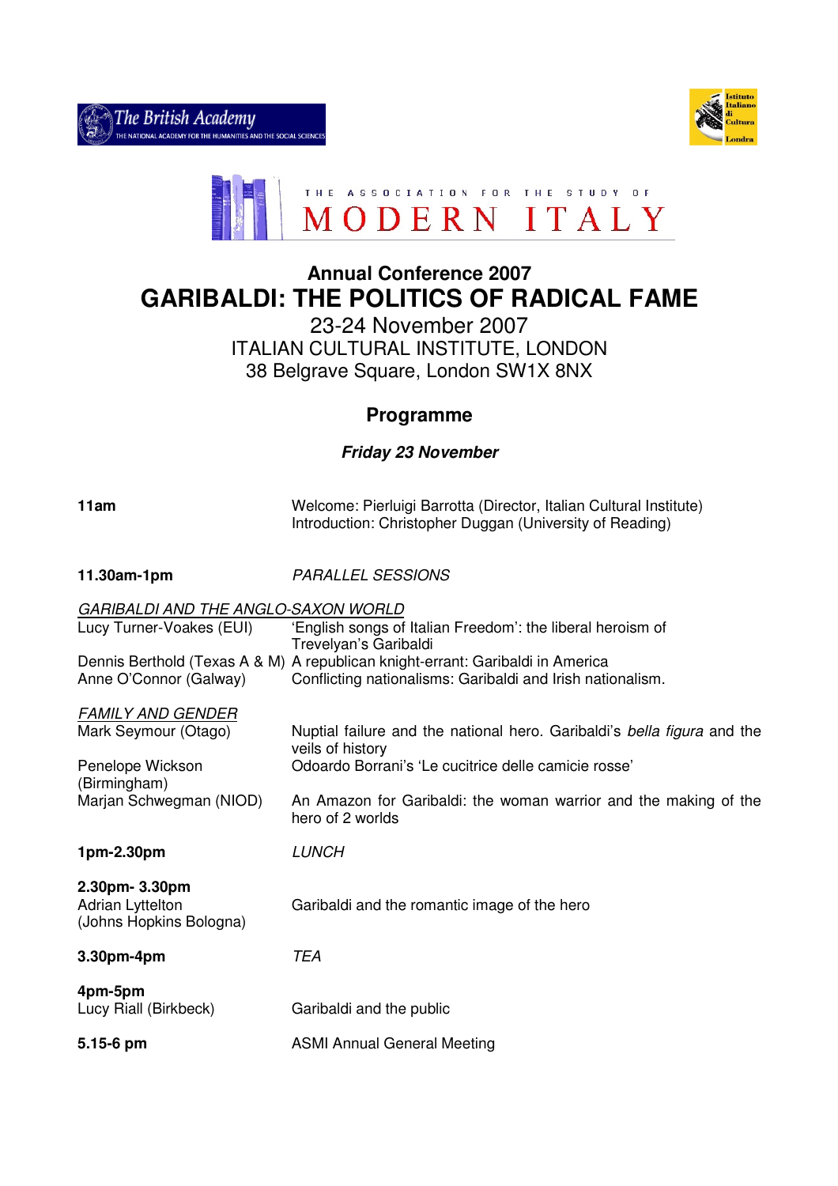The British Academy
THE NATIONAL ACADEMY FOR THE HUMANITIES AND THE SOCIAL SCIENCES

Istituto Italiano di Cultura Londra

THE ASSOCIATION FOR THE STUDY OF
MODERN ITALY

# Annual Conference 2007
# GARIBALDI: THE POLITICS OF RADICAL FAME

23-24 November 2007
ITALIAN CULTURAL INSTITUTE, LONDON
38 Belgrave Square, London SW1X 8NX

## Programme

### *Friday 23 November*

**11am**
Welcome: Pierluigi Barrotta (Director, Italian Cultural Institute)
Introduction: Christopher Duggan (University of Reading)

**11.30am-1pm** *PARALLEL SESSIONS*

GARIBALDI AND THE ANGLO-SAXON WORLD

| | |
|---|---|
| Lucy Turner-Voakes (EUI) | 'English songs of Italian Freedom': the liberal heroism of Trevelyan's Garibaldi |
| Dennis Berthold (Texas A & M) | A republican knight-errant: Garibaldi in America |
| Anne O'Connor (Galway) | Conflicting nationalisms: Garibaldi and Irish nationalism. |

FAMILY AND GENDER

| | |
|---|---|
| Mark Seymour (Otago) | Nuptial failure and the national hero. Garibaldi's *bella figura* and the veils of history |
| Penelope Wickson (Birmingham) | Odoardo Borrani's 'Le cucitrice delle camicie rosse' |
| Marjan Schwegman (NIOD) | An Amazon for Garibaldi: the woman warrior and the making of the hero of 2 worlds |

**1pm-2.30pm** *LUNCH*

**2.30pm- 3.30pm**
Adrian Lyttelton (Johns Hopkins Bologna) — Garibaldi and the romantic image of the hero

**3.30pm-4pm** *TEA*

**4pm-5pm**
Lucy Riall (Birkbeck) — Garibaldi and the public

**5.15-6 pm** ASMI Annual General Meeting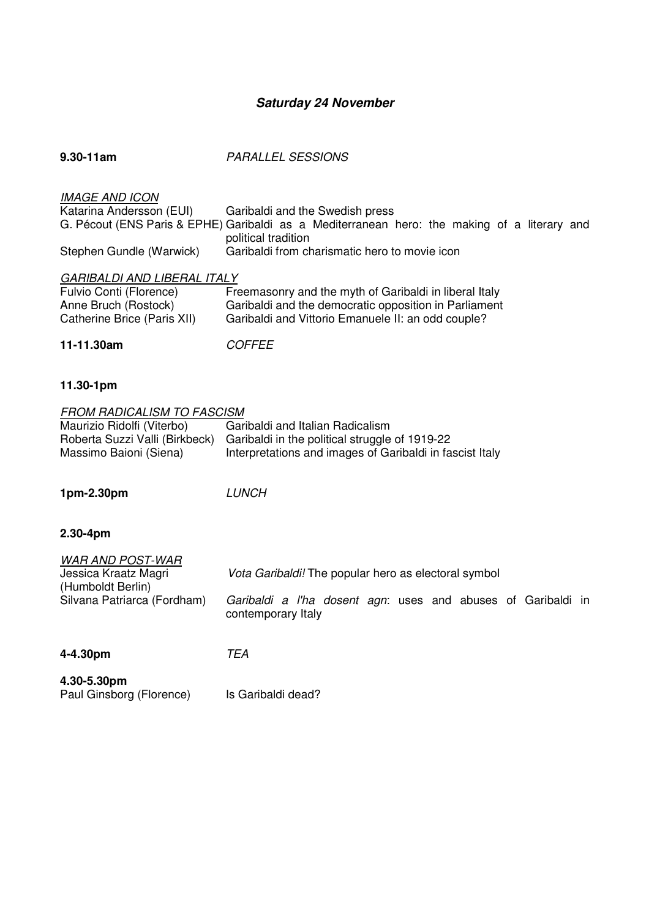## ***Saturday 24 November***

**9.30-11am** *PARALLEL SESSIONS*

*IMAGE AND ICON*

Katarina Andersson (EUI) Garibaldi and the Swedish press

G. Pécout (ENS Paris & EPHE) Garibaldi as a Mediterranean hero: the making of a literary and political tradition

Stephen Gundle (Warwick) Garibaldi from charismatic hero to movie icon

*GARIBALDI AND LIBERAL ITALY*

Fulvio Conti (Florence) Freemasonry and the myth of Garibaldi in liberal Italy

Anne Bruch (Rostock) Garibaldi and the democratic opposition in Parliament

Catherine Brice (Paris XII) Garibaldi and Vittorio Emanuele II: an odd couple?

**11-11.30am** *COFFEE*

**11.30-1pm**

*FROM RADICALISM TO FASCISM*

Maurizio Ridolfi (Viterbo) Garibaldi and Italian Radicalism

Roberta Suzzi Valli (Birkbeck) Garibaldi in the political struggle of 1919-22

Massimo Baioni (Siena) Interpretations and images of Garibaldi in fascist Italy

**1pm-2.30pm** *LUNCH*

**2.30-4pm**

*WAR AND POST-WAR*

Jessica Kraatz Magri (Humboldt Berlin) *Vota Garibaldi!* The popular hero as electoral symbol

Silvana Patriarca (Fordham) *Garibaldi a l'ha dosent agn*: uses and abuses of Garibaldi in contemporary Italy

**4-4.30pm** *TEA*

**4.30-5.30pm**

Paul Ginsborg (Florence) Is Garibaldi dead?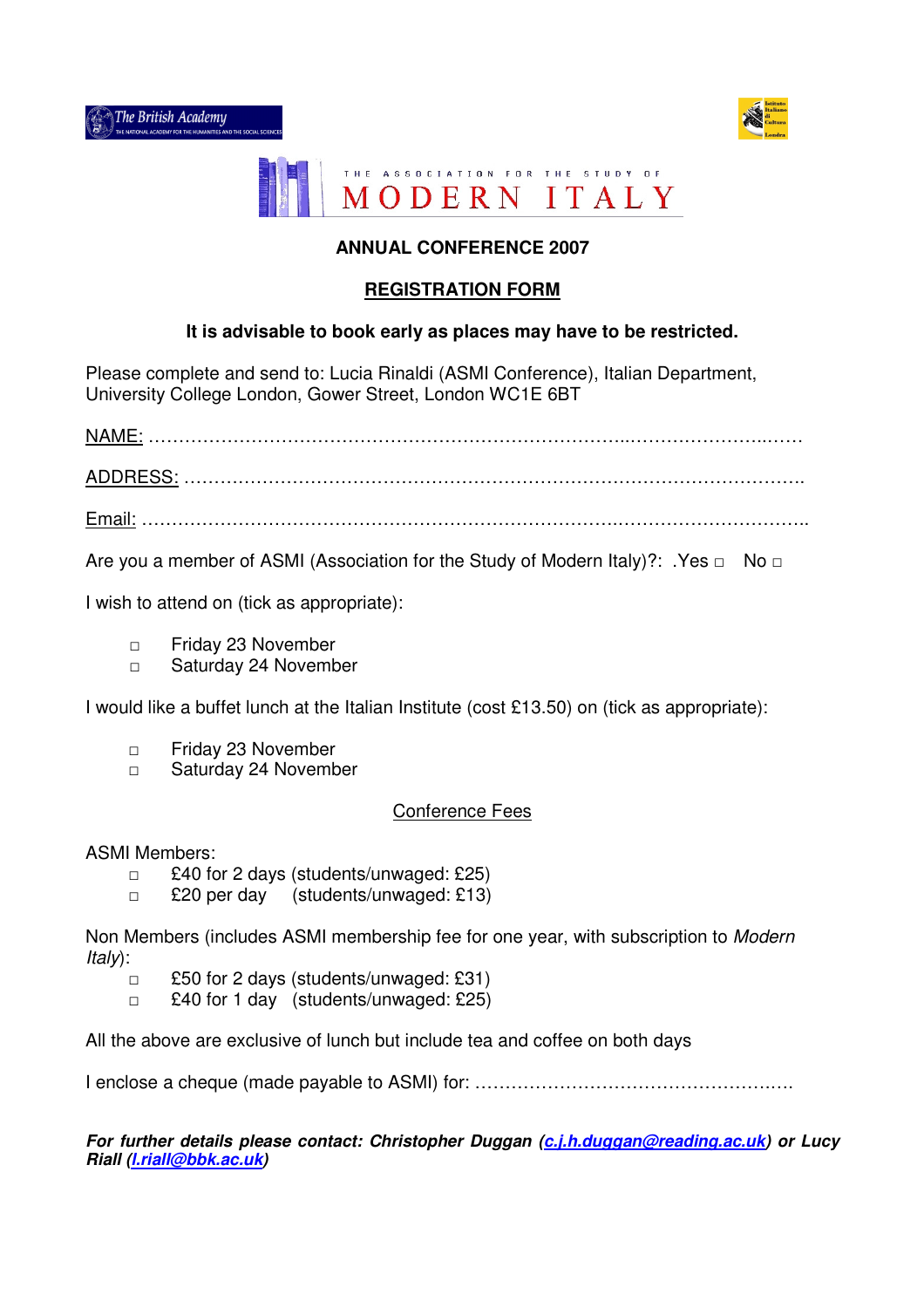THE ASSOCIATION FOR THE STUDY OF

MODERN ITALY

## ANNUAL CONFERENCE 2007

## REGISTRATION FORM

**It is advisable to book early as places may have to be restricted.**

Please complete and send to: Lucia Rinaldi (ASMI Conference), Italian Department, University College London, Gower Street, London WC1E 6BT

NAME: ……………………………………………………………………...……………………..……

ADDRESS: ……………………………………………………………………………………….

Email: ……………………………………………………………………..…………………………..

Are you a member of ASMI (Association for the Study of Modern Italy)?: .Yes □ No □

I wish to attend on (tick as appropriate):

- □ Friday 23 November
- □ Saturday 24 November

I would like a buffet lunch at the Italian Institute (cost £13.50) on (tick as appropriate):

- □ Friday 23 November
- □ Saturday 24 November

Conference Fees

ASMI Members:

- □ £40 for 2 days (students/unwaged: £25)
- □ £20 per day (students/unwaged: £13)

Non Members (includes ASMI membership fee for one year, with subscription to *Modern Italy*):

- □ £50 for 2 days (students/unwaged: £31)
- □ £40 for 1 day (students/unwaged: £25)

All the above are exclusive of lunch but include tea and coffee on both days

I enclose a cheque (made payable to ASMI) for: ……………………………………………….

***For further details please contact: Christopher Duggan (c.j.h.duggan@reading.ac.uk) or Lucy Riall (l.riall@bbk.ac.uk)***